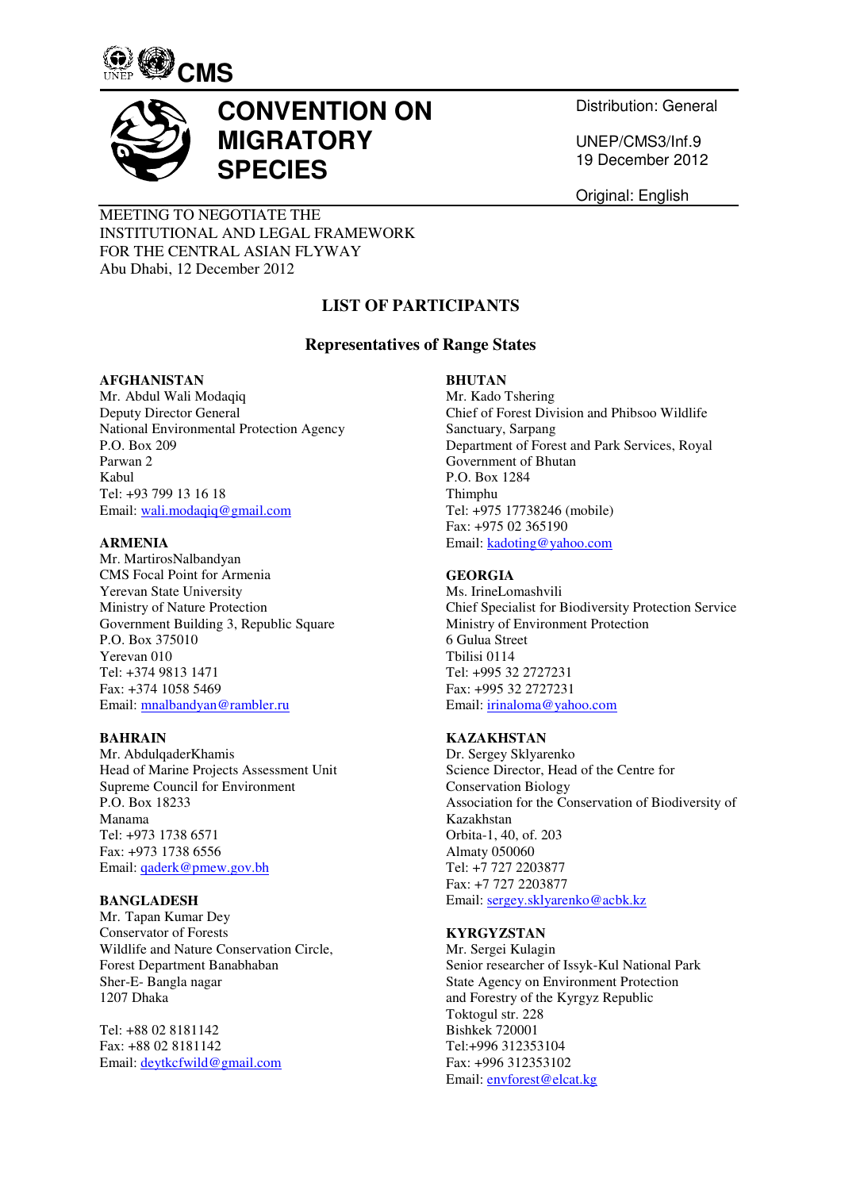UNEP CMS

# CONVENTION ON MIGRATORY SPECIES

Distribution: General

UNEP/CMS3/Inf.9
19 December 2012

Original: English

MEETING TO NEGOTIATE THE
INSTITUTIONAL AND LEGAL FRAMEWORK
FOR THE CENTRAL ASIAN FLYWAY
Abu Dhabi, 12 December 2012

## LIST OF PARTICIPANTS

### Representatives of Range States

**AFGHANISTAN**
Mr. Abdul Wali Modaqiq
Deputy Director General
National Environmental Protection Agency
P.O. Box 209
Parwan 2
Kabul
Tel: +93 799 13 16 18
Email: wali.modaqiq@gmail.com

**ARMENIA**
Mr. MartirosNalbandyan
CMS Focal Point for Armenia
Yerevan State University
Ministry of Nature Protection
Government Building 3, Republic Square
P.O. Box 375010
Yerevan 010
Tel: +374 9813 1471
Fax: +374 1058 5469
Email: mnalbandyan@rambler.ru

**BAHRAIN**
Mr. AbdulqaderKhamis
Head of Marine Projects Assessment Unit
Supreme Council for Environment
P.O. Box 18233
Manama
Tel: +973 1738 6571
Fax: +973 1738 6556
Email: qaderk@pmew.gov.bh

**BANGLADESH**
Mr. Tapan Kumar Dey
Conservator of Forests
Wildlife and Nature Conservation Circle,
Forest Department Banabhaban
Sher-E- Bangla nagar
1207 Dhaka

Tel: +88 02 8181142
Fax: +88 02 8181142
Email: deytkcfwild@gmail.com

**BHUTAN**
Mr. Kado Tshering
Chief of Forest Division and Phibsoo Wildlife Sanctuary, Sarpang
Department of Forest and Park Services, Royal Government of Bhutan
P.O. Box 1284
Thimphu
Tel: +975 17738246 (mobile)
Fax: +975 02 365190
Email: kadoting@yahoo.com

**GEORGIA**
Ms. IrineLomashvili
Chief Specialist for Biodiversity Protection Service
Ministry of Environment Protection
6 Gulua Street
Tbilisi 0114
Tel: +995 32 2727231
Fax: +995 32 2727231
Email: irinaloma@yahoo.com

**KAZAKHSTAN**
Dr. Sergey Sklyarenko
Science Director, Head of the Centre for Conservation Biology
Association for the Conservation of Biodiversity of Kazakhstan
Orbita-1, 40, of. 203
Almaty 050060
Tel: +7 727 2203877
Fax: +7 727 2203877
Email: sergey.sklyarenko@acbk.kz

**KYRGYZSTAN**
Mr. Sergei Kulagin
Senior researcher of Issyk-Kul National Park
State Agency on Environment Protection and Forestry of the Kyrgyz Republic
Toktogul str. 228
Bishkek 720001
Tel:+996 312353104
Fax: +996 312353102
Email: envforest@elcat.kg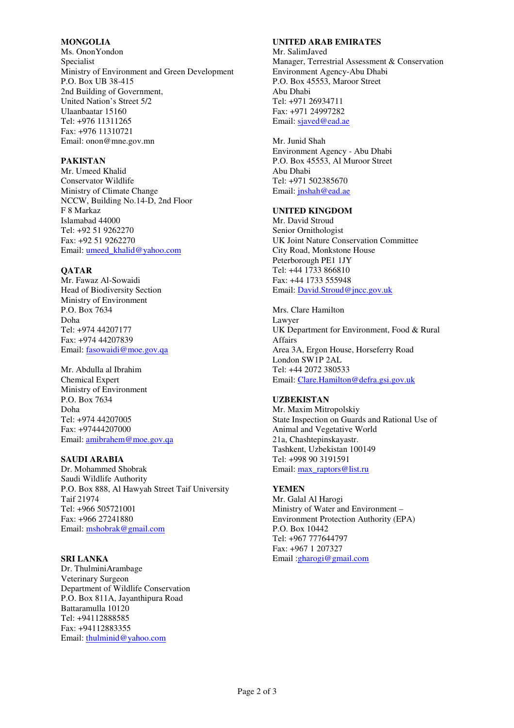**MONGOLIA**
Ms. OnonYondon
Specialist
Ministry of Environment and Green Development
P.O. Box UB 38-415
2nd Building of Government,
United Nation's Street 5/2
Ulaanbaatar 15160
Tel: +976 11311265
Fax: +976 11310721
Email: onon@mne.gov.mn

**PAKISTAN**
Mr. Umeed Khalid
Conservator Wildlife
Ministry of Climate Change
NCCW, Building No.14-D, 2nd Floor
F 8 Markaz
Islamabad 44000
Tel: +92 51 9262270
Fax: +92 51 9262270
Email: umeed_khalid@yahoo.com

**QATAR**
Mr. Fawaz Al-Sowaidi
Head of Biodiversity Section
Ministry of Environment
P.O. Box 7634
Doha
Tel: +974 44207177
Fax: +974 44207839
Email: fasowaidi@moe.gov.qa

Mr. Abdulla al Ibrahim
Chemical Expert
Ministry of Environment
P.O. Box 7634
Doha
Tel: +974 44207005
Fax: +97444207000
Email: amibrahem@moe.gov.qa

**SAUDI ARABIA**
Dr. Mohammed Shobrak
Saudi Wildlife Authority
P.O. Box 888, Al Hawyah Street Taif University
Taif 21974
Tel: +966 505721001
Fax: +966 27241880
Email: mshobrak@gmail.com

**SRI LANKA**
Dr. ThulminiArambage
Veterinary Surgeon
Department of Wildlife Conservation
P.O. Box 811A, Jayanthipura Road
Battaramulla 10120
Tel: +94112888585
Fax: +94112883355
Email: thulminid@yahoo.com

**UNITED ARAB EMIRATES**
Mr. SalimJaved
Manager, Terrestrial Assessment & Conservation
Environment Agency-Abu Dhabi
P.O. Box 45553, Maroor Street
Abu Dhabi
Tel: +971 26934711
Fax: +971 24997282
Email: sjaved@ead.ae

Mr. Junid Shah
Environment Agency - Abu Dhabi
P.O. Box 45553, Al Muroor Street
Abu Dhabi
Tel: +971 502385670
Email: jnshah@ead.ae

**UNITED KINGDOM**
Mr. David Stroud
Senior Ornithologist
UK Joint Nature Conservation Committee
City Road, Monkstone House
Peterborough PE1 1JY
Tel: +44 1733 866810
Fax: +44 1733 555948
Email: David.Stroud@jncc.gov.uk

Mrs. Clare Hamilton
Lawyer
UK Department for Environment, Food & Rural Affairs
Area 3A, Ergon House, Horseferry Road
London SW1P 2AL
Tel: +44 2072 380533
Email: Clare.Hamilton@defra.gsi.gov.uk

**UZBEKISTAN**
Mr. Maxim Mitropolskiy
State Inspection on Guards and Rational Use of Animal and Vegetative World
21a, Chashtepinskayastr.
Tashkent, Uzbekistan 100149
Tel: +998 90 3191591
Email: max_raptors@list.ru

**YEMEN**
Mr. Galal Al Harogi
Ministry of Water and Environment –
Environment Protection Authority (EPA)
P.O. Box 10442
Tel: +967 777644797
Fax: +967 1 207327
Email :gharogi@gmail.com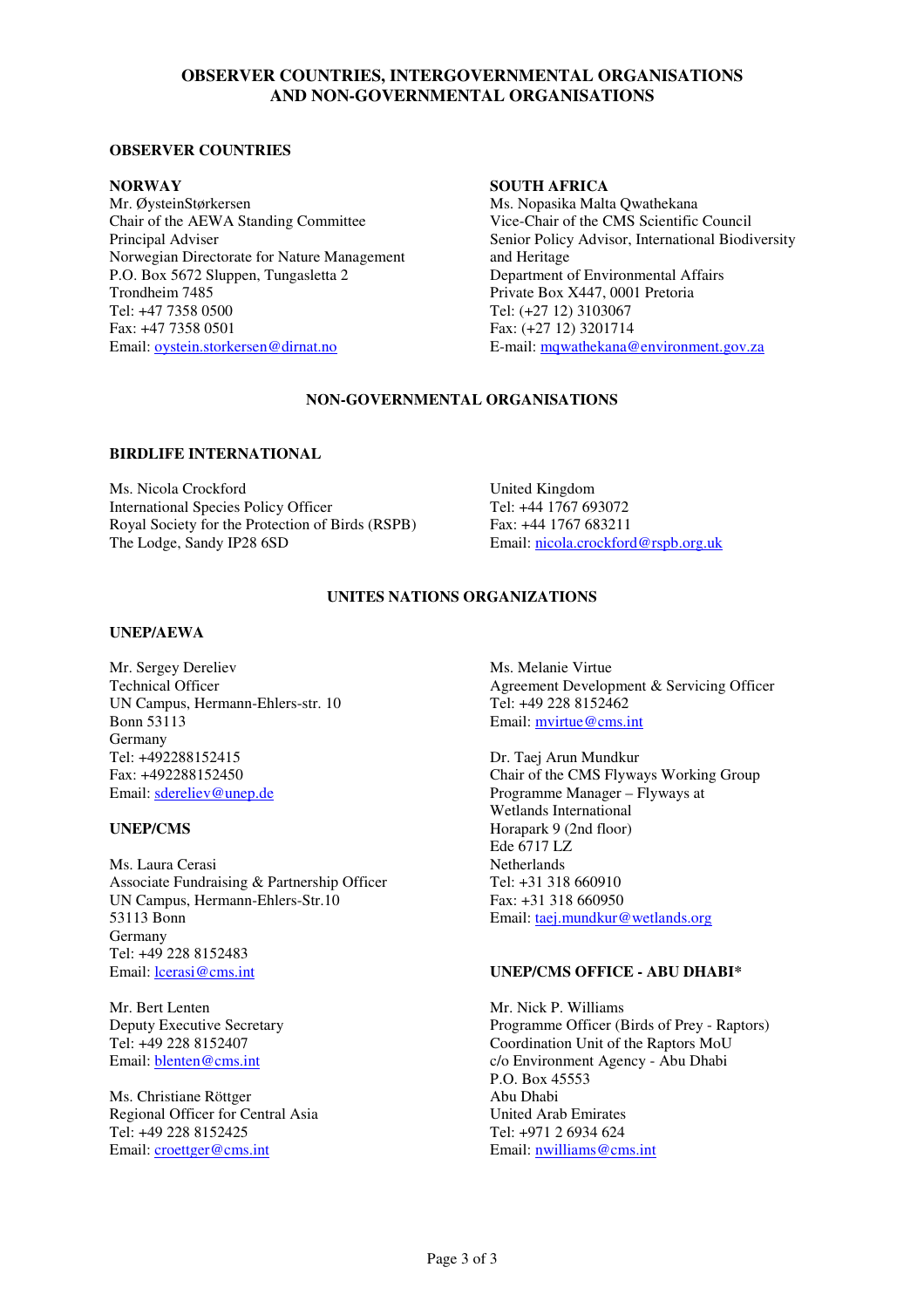## OBSERVER COUNTRIES, INTERGOVERNMENTAL ORGANISATIONS AND NON-GOVERNMENTAL ORGANISATIONS

### OBSERVER COUNTRIES

**NORWAY**
Mr. ØysteinStørkersen
Chair of the AEWA Standing Committee
Principal Adviser
Norwegian Directorate for Nature Management
P.O. Box 5672 Sluppen, Tungasletta 2
Trondheim 7485
Tel: +47 7358 0500
Fax: +47 7358 0501
Email: oystein.storkersen@dirnat.no

**SOUTH AFRICA**
Ms. Nopasika Malta Qwathekana
Vice-Chair of the CMS Scientific Council
Senior Policy Advisor, International Biodiversity and Heritage
Department of Environmental Affairs
Private Box X447, 0001 Pretoria
Tel: (+27 12) 3103067
Fax: (+27 12) 3201714
E-mail: mqwathekana@environment.gov.za

### NON-GOVERNMENTAL ORGANISATIONS

**BIRDLIFE INTERNATIONAL**

Ms. Nicola Crockford
International Species Policy Officer
Royal Society for the Protection of Birds (RSPB)
The Lodge, Sandy IP28 6SD
United Kingdom
Tel: +44 1767 693072
Fax: +44 1767 683211
Email: nicola.crockford@rspb.org.uk

### UNITES NATIONS ORGANIZATIONS

**UNEP/AEWA**

Mr. Sergey Dereliev
Technical Officer
UN Campus, Hermann-Ehlers-str. 10
Bonn 53113
Germany
Tel: +492288152415
Fax: +492288152450
Email: sdereliev@unep.de

**UNEP/CMS**

Ms. Laura Cerasi
Associate Fundraising & Partnership Officer
UN Campus, Hermann-Ehlers-Str.10
53113 Bonn
Germany
Tel: +49 228 8152483
Email: lcerasi@cms.int

Mr. Bert Lenten
Deputy Executive Secretary
Tel: +49 228 8152407
Email: blenten@cms.int

Ms. Christiane Röttger
Regional Officer for Central Asia
Tel: +49 228 8152425
Email: croettger@cms.int

Ms. Melanie Virtue
Agreement Development & Servicing Officer
Tel: +49 228 8152462
Email: mvirtue@cms.int

Dr. Taej Arun Mundkur
Chair of the CMS Flyways Working Group
Programme Manager – Flyways at
Wetlands International
Horapark 9 (2nd floor)
Ede 6717 LZ
Netherlands
Tel: +31 318 660910
Fax: +31 318 660950
Email: taej.mundkur@wetlands.org

**UNEP/CMS OFFICE - ABU DHABI***

Mr. Nick P. Williams
Programme Officer (Birds of Prey - Raptors)
Coordination Unit of the Raptors MoU
c/o Environment Agency - Abu Dhabi
P.O. Box 45553
Abu Dhabi
United Arab Emirates
Tel: +971 2 6934 624
Email: nwilliams@cms.int